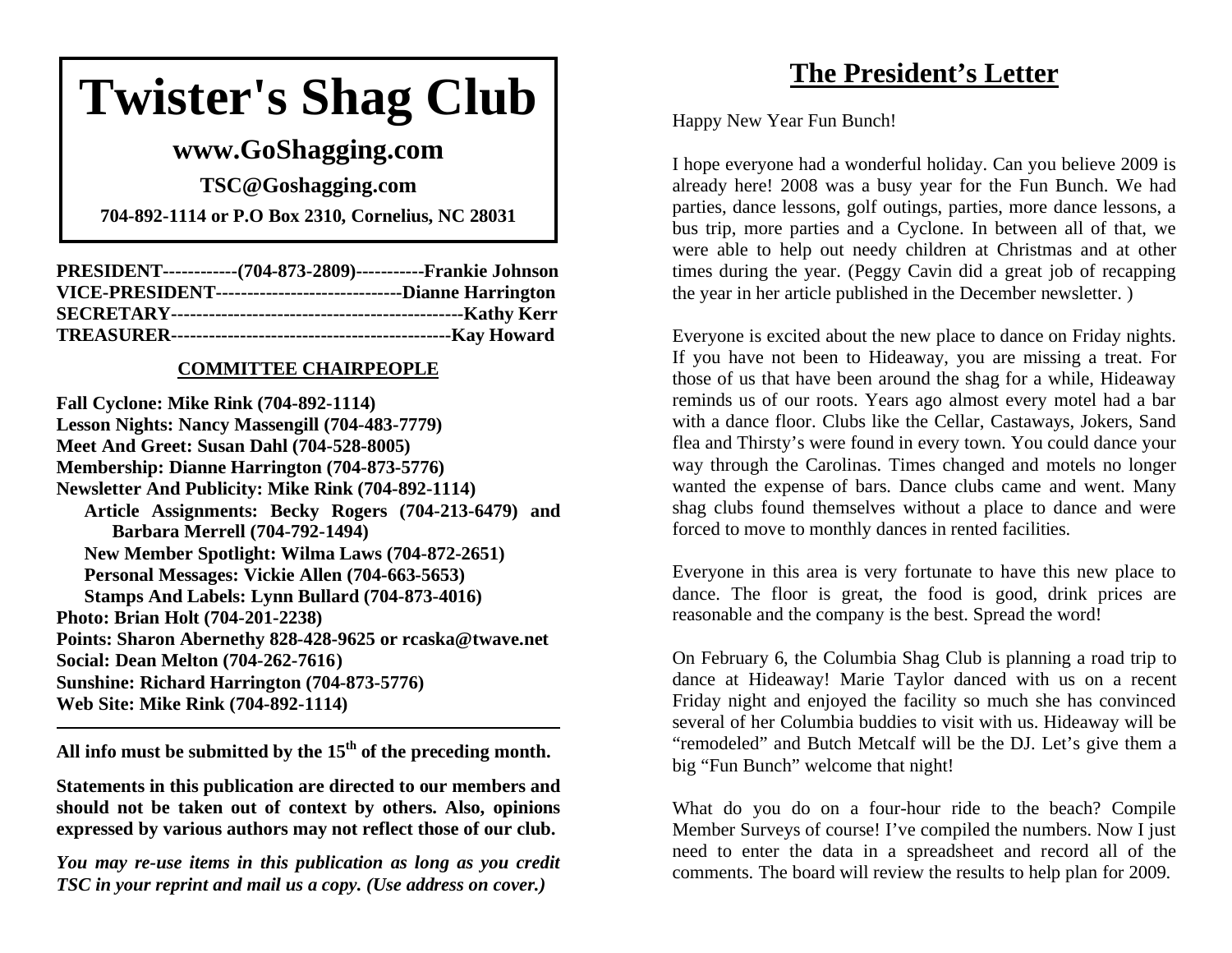# Twister's Shag Club

**www.GoShagging.com**

**TSC@Goshagging.com**

**704-892-1114 or P.O Box 2310, Cornelius, NC 28031**

**PRESIDENT------------(704-873-2809)-----------Frankie Johnson**
**VICE-PRESIDENT------------------------------Dianne Harrington**
**SECRETARY-----------------------------------------------Kathy Kerr**
**TREASURER---------------------------------------------Kay Howard**

**COMMITTEE CHAIRPEOPLE**

**Fall Cyclone: Mike Rink (704-892-1114)**
**Lesson Nights: Nancy Massengill (704-483-7779)**
**Meet And Greet: Susan Dahl (704-528-8005)**
**Membership: Dianne Harrington (704-873-5776)**
**Newsletter And Publicity: Mike Rink (704-892-1114)**
- **Article Assignments: Becky Rogers (704-213-6479) and Barbara Merrell (704-792-1494)**
- **New Member Spotlight: Wilma Laws (704-872-2651)**
- **Personal Messages: Vickie Allen (704-663-5653)**
- **Stamps And Labels: Lynn Bullard (704-873-4016)**

**Photo: Brian Holt (704-201-2238)**
**Points: Sharon Abernethy 828-428-9625 or rcaska@twave.net**
**Social: Dean Melton (704-262-7616)**
**Sunshine: Richard Harrington (704-873-5776)**
**Web Site: Mike Rink (704-892-1114)**

---

**All info must be submitted by the 15th of the preceding month.**

**Statements in this publication are directed to our members and should not be taken out of context by others. Also, opinions expressed by various authors may not reflect those of our club.**

***You may re-use items in this publication as long as you credit TSC in your reprint and mail us a copy. (Use address on cover.)***

## The President's Letter

Happy New Year Fun Bunch!

I hope everyone had a wonderful holiday. Can you believe 2009 is already here! 2008 was a busy year for the Fun Bunch. We had parties, dance lessons, golf outings, parties, more dance lessons, a bus trip, more parties and a Cyclone. In between all of that, we were able to help out needy children at Christmas and at other times during the year. (Peggy Cavin did a great job of recapping the year in her article published in the December newsletter. )

Everyone is excited about the new place to dance on Friday nights. If you have not been to Hideaway, you are missing a treat. For those of us that have been around the shag for a while, Hideaway reminds us of our roots. Years ago almost every motel had a bar with a dance floor. Clubs like the Cellar, Castaways, Jokers, Sand flea and Thirsty's were found in every town. You could dance your way through the Carolinas. Times changed and motels no longer wanted the expense of bars. Dance clubs came and went. Many shag clubs found themselves without a place to dance and were forced to move to monthly dances in rented facilities.

Everyone in this area is very fortunate to have this new place to dance. The floor is great, the food is good, drink prices are reasonable and the company is the best. Spread the word!

On February 6, the Columbia Shag Club is planning a road trip to dance at Hideaway! Marie Taylor danced with us on a recent Friday night and enjoyed the facility so much she has convinced several of her Columbia buddies to visit with us. Hideaway will be "remodeled" and Butch Metcalf will be the DJ. Let's give them a big "Fun Bunch" welcome that night!

What do you do on a four-hour ride to the beach? Compile Member Surveys of course! I've compiled the numbers. Now I just need to enter the data in a spreadsheet and record all of the comments. The board will review the results to help plan for 2009.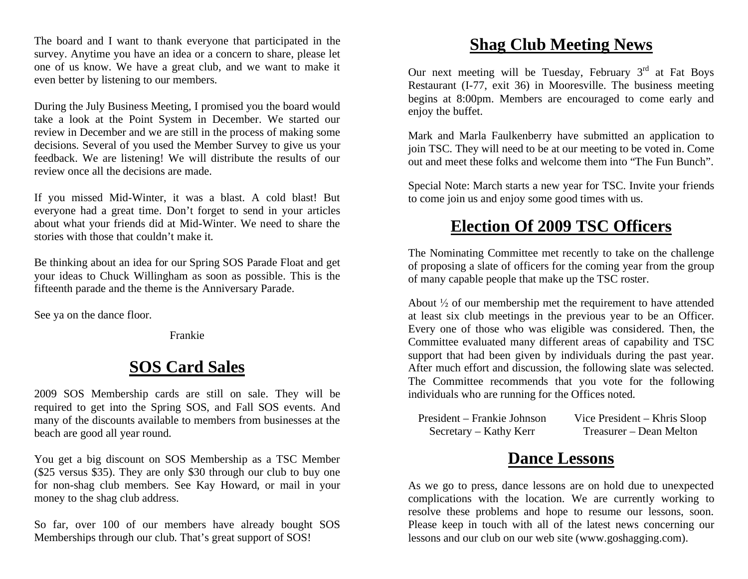The board and I want to thank everyone that participated in the survey. Anytime you have an idea or a concern to share, please let one of us know. We have a great club, and we want to make it even better by listening to our members.

During the July Business Meeting, I promised you the board would take a look at the Point System in December. We started our review in December and we are still in the process of making some decisions. Several of you used the Member Survey to give us your feedback. We are listening! We will distribute the results of our review once all the decisions are made.

If you missed Mid-Winter, it was a blast. A cold blast! But everyone had a great time. Don't forget to send in your articles about what your friends did at Mid-Winter. We need to share the stories with those that couldn't make it.

Be thinking about an idea for our Spring SOS Parade Float and get your ideas to Chuck Willingham as soon as possible. This is the fifteenth parade and the theme is the Anniversary Parade.

See ya on the dance floor.

Frankie

# SOS Card Sales

2009 SOS Membership cards are still on sale. They will be required to get into the Spring SOS, and Fall SOS events. And many of the discounts available to members from businesses at the beach are good all year round.

You get a big discount on SOS Membership as a TSC Member ($25 versus $35). They are only $30 through our club to buy one for non-shag club members. See Kay Howard, or mail in your money to the shag club address.

So far, over 100 of our members have already bought SOS Memberships through our club. That's great support of SOS!

# Shag Club Meeting News

Our next meeting will be Tuesday, February 3rd at Fat Boys Restaurant (I-77, exit 36) in Mooresville. The business meeting begins at 8:00pm. Members are encouraged to come early and enjoy the buffet.

Mark and Marla Faulkenberry have submitted an application to join TSC. They will need to be at our meeting to be voted in. Come out and meet these folks and welcome them into "The Fun Bunch".

Special Note: March starts a new year for TSC. Invite your friends to come join us and enjoy some good times with us.

# Election Of 2009 TSC Officers

The Nominating Committee met recently to take on the challenge of proposing a slate of officers for the coming year from the group of many capable people that make up the TSC roster.

About ½ of our membership met the requirement to have attended at least six club meetings in the previous year to be an Officer. Every one of those who was eligible was considered. Then, the Committee evaluated many different areas of capability and TSC support that had been given by individuals during the past year. After much effort and discussion, the following slate was selected. The Committee recommends that you vote for the following individuals who are running for the Offices noted.

President – Frankie Johnson
Vice President – Khris Sloop
Secretary – Kathy Kerr
Treasurer – Dean Melton

# Dance Lessons

As we go to press, dance lessons are on hold due to unexpected complications with the location. We are currently working to resolve these problems and hope to resume our lessons, soon. Please keep in touch with all of the latest news concerning our lessons and our club on our web site (www.goshagging.com).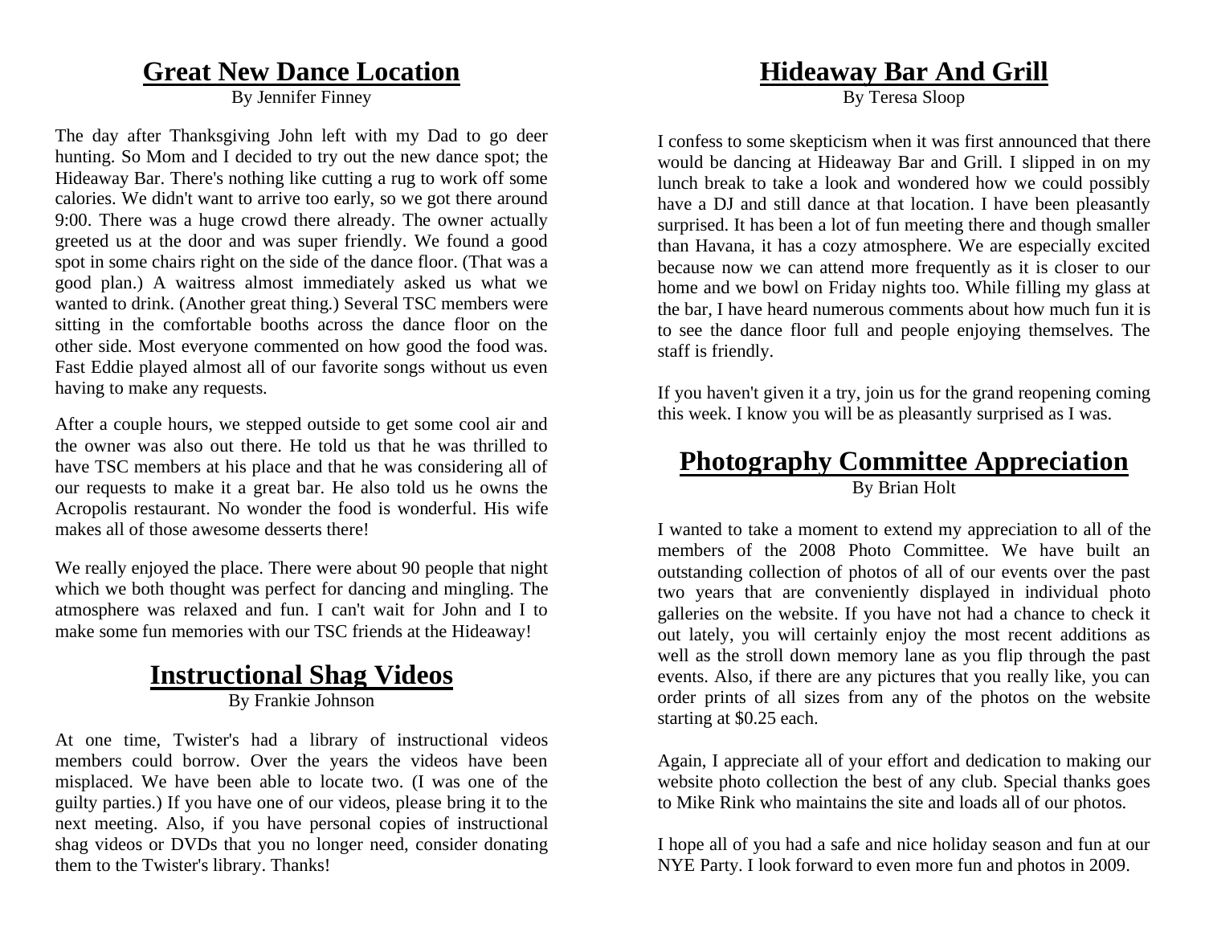## Great New Dance Location

By Jennifer Finney

The day after Thanksgiving John left with my Dad to go deer hunting. So Mom and I decided to try out the new dance spot; the Hideaway Bar. There's nothing like cutting a rug to work off some calories. We didn't want to arrive too early, so we got there around 9:00. There was a huge crowd there already. The owner actually greeted us at the door and was super friendly. We found a good spot in some chairs right on the side of the dance floor. (That was a good plan.) A waitress almost immediately asked us what we wanted to drink. (Another great thing.) Several TSC members were sitting in the comfortable booths across the dance floor on the other side. Most everyone commented on how good the food was. Fast Eddie played almost all of our favorite songs without us even having to make any requests.

After a couple hours, we stepped outside to get some cool air and the owner was also out there. He told us that he was thrilled to have TSC members at his place and that he was considering all of our requests to make it a great bar. He also told us he owns the Acropolis restaurant. No wonder the food is wonderful. His wife makes all of those awesome desserts there!

We really enjoyed the place. There were about 90 people that night which we both thought was perfect for dancing and mingling. The atmosphere was relaxed and fun. I can't wait for John and I to make some fun memories with our TSC friends at the Hideaway!

## Instructional Shag Videos

By Frankie Johnson

At one time, Twister's had a library of instructional videos members could borrow. Over the years the videos have been misplaced. We have been able to locate two. (I was one of the guilty parties.) If you have one of our videos, please bring it to the next meeting. Also, if you have personal copies of instructional shag videos or DVDs that you no longer need, consider donating them to the Twister's library. Thanks!

## Hideaway Bar And Grill

By Teresa Sloop

I confess to some skepticism when it was first announced that there would be dancing at Hideaway Bar and Grill. I slipped in on my lunch break to take a look and wondered how we could possibly have a DJ and still dance at that location. I have been pleasantly surprised. It has been a lot of fun meeting there and though smaller than Havana, it has a cozy atmosphere. We are especially excited because now we can attend more frequently as it is closer to our home and we bowl on Friday nights too. While filling my glass at the bar, I have heard numerous comments about how much fun it is to see the dance floor full and people enjoying themselves. The staff is friendly.

If you haven't given it a try, join us for the grand reopening coming this week. I know you will be as pleasantly surprised as I was.

## Photography Committee Appreciation

By Brian Holt

I wanted to take a moment to extend my appreciation to all of the members of the 2008 Photo Committee. We have built an outstanding collection of photos of all of our events over the past two years that are conveniently displayed in individual photo galleries on the website. If you have not had a chance to check it out lately, you will certainly enjoy the most recent additions as well as the stroll down memory lane as you flip through the past events. Also, if there are any pictures that you really like, you can order prints of all sizes from any of the photos on the website starting at $0.25 each.

Again, I appreciate all of your effort and dedication to making our website photo collection the best of any club. Special thanks goes to Mike Rink who maintains the site and loads all of our photos.

I hope all of you had a safe and nice holiday season and fun at our NYE Party. I look forward to even more fun and photos in 2009.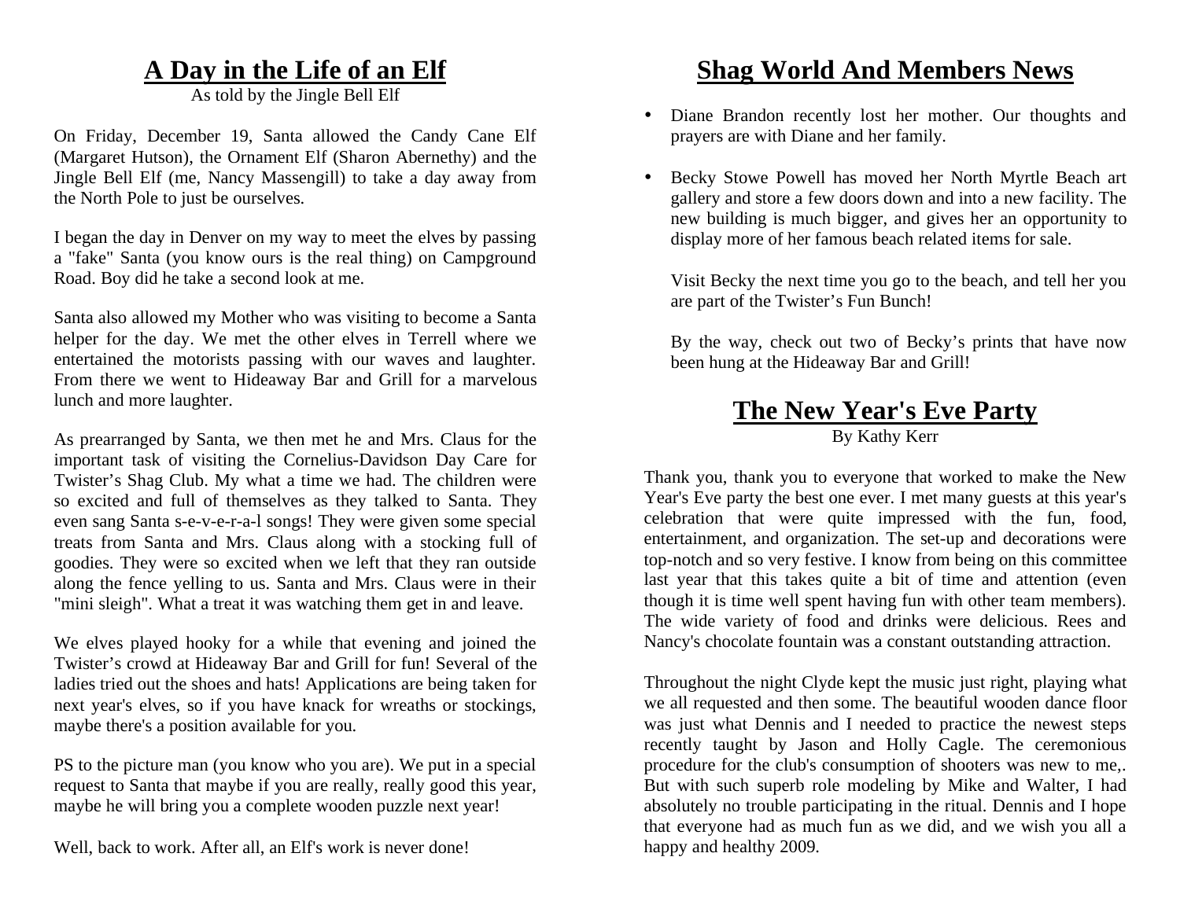## A Day in the Life of an Elf

As told by the Jingle Bell Elf

On Friday, December 19, Santa allowed the Candy Cane Elf (Margaret Hutson), the Ornament Elf (Sharon Abernethy) and the Jingle Bell Elf (me, Nancy Massengill) to take a day away from the North Pole to just be ourselves.

I began the day in Denver on my way to meet the elves by passing a "fake" Santa (you know ours is the real thing) on Campground Road. Boy did he take a second look at me.

Santa also allowed my Mother who was visiting to become a Santa helper for the day. We met the other elves in Terrell where we entertained the motorists passing with our waves and laughter. From there we went to Hideaway Bar and Grill for a marvelous lunch and more laughter.

As prearranged by Santa, we then met he and Mrs. Claus for the important task of visiting the Cornelius-Davidson Day Care for Twister's Shag Club. My what a time we had. The children were so excited and full of themselves as they talked to Santa. They even sang Santa s-e-v-e-r-a-l songs! They were given some special treats from Santa and Mrs. Claus along with a stocking full of goodies. They were so excited when we left that they ran outside along the fence yelling to us. Santa and Mrs. Claus were in their "mini sleigh". What a treat it was watching them get in and leave.

We elves played hooky for a while that evening and joined the Twister's crowd at Hideaway Bar and Grill for fun! Several of the ladies tried out the shoes and hats! Applications are being taken for next year's elves, so if you have knack for wreaths or stockings, maybe there's a position available for you.

PS to the picture man (you know who you are). We put in a special request to Santa that maybe if you are really, really good this year, maybe he will bring you a complete wooden puzzle next year!

Well, back to work. After all, an Elf's work is never done!

## Shag World And Members News

- Diane Brandon recently lost her mother. Our thoughts and prayers are with Diane and her family.

- Becky Stowe Powell has moved her North Myrtle Beach art gallery and store a few doors down and into a new facility. The new building is much bigger, and gives her an opportunity to display more of her famous beach related items for sale.

  Visit Becky the next time you go to the beach, and tell her you are part of the Twister's Fun Bunch!

  By the way, check out two of Becky's prints that have now been hung at the Hideaway Bar and Grill!

## The New Year's Eve Party

By Kathy Kerr

Thank you, thank you to everyone that worked to make the New Year's Eve party the best one ever. I met many guests at this year's celebration that were quite impressed with the fun, food, entertainment, and organization. The set-up and decorations were top-notch and so very festive. I know from being on this committee last year that this takes quite a bit of time and attention (even though it is time well spent having fun with other team members). The wide variety of food and drinks were delicious. Rees and Nancy's chocolate fountain was a constant outstanding attraction.

Throughout the night Clyde kept the music just right, playing what we all requested and then some. The beautiful wooden dance floor was just what Dennis and I needed to practice the newest steps recently taught by Jason and Holly Cagle. The ceremonious procedure for the club's consumption of shooters was new to me,. But with such superb role modeling by Mike and Walter, I had absolutely no trouble participating in the ritual. Dennis and I hope that everyone had as much fun as we did, and we wish you all a happy and healthy 2009.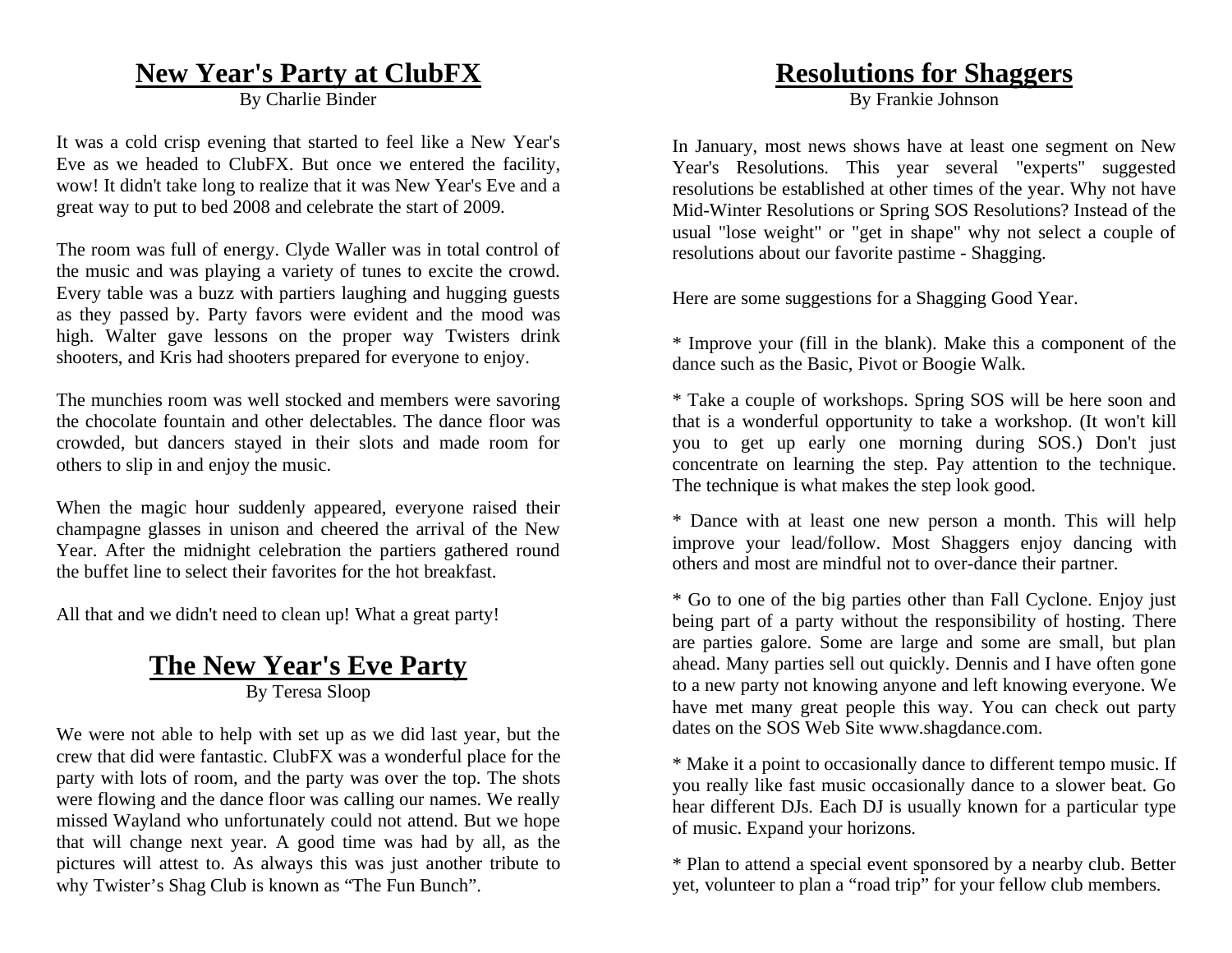## New Year's Party at ClubFX

By Charlie Binder

It was a cold crisp evening that started to feel like a New Year's Eve as we headed to ClubFX. But once we entered the facility, wow! It didn't take long to realize that it was New Year's Eve and a great way to put to bed 2008 and celebrate the start of 2009.

The room was full of energy. Clyde Waller was in total control of the music and was playing a variety of tunes to excite the crowd. Every table was a buzz with partiers laughing and hugging guests as they passed by. Party favors were evident and the mood was high. Walter gave lessons on the proper way Twisters drink shooters, and Kris had shooters prepared for everyone to enjoy.

The munchies room was well stocked and members were savoring the chocolate fountain and other delectables. The dance floor was crowded, but dancers stayed in their slots and made room for others to slip in and enjoy the music.

When the magic hour suddenly appeared, everyone raised their champagne glasses in unison and cheered the arrival of the New Year. After the midnight celebration the partiers gathered round the buffet line to select their favorites for the hot breakfast.

All that and we didn't need to clean up! What a great party!

## The New Year's Eve Party

By Teresa Sloop

We were not able to help with set up as we did last year, but the crew that did were fantastic. ClubFX was a wonderful place for the party with lots of room, and the party was over the top. The shots were flowing and the dance floor was calling our names. We really missed Wayland who unfortunately could not attend. But we hope that will change next year. A good time was had by all, as the pictures will attest to. As always this was just another tribute to why Twister's Shag Club is known as "The Fun Bunch".

## Resolutions for Shaggers

By Frankie Johnson

In January, most news shows have at least one segment on New Year's Resolutions. This year several "experts" suggested resolutions be established at other times of the year. Why not have Mid-Winter Resolutions or Spring SOS Resolutions? Instead of the usual "lose weight" or "get in shape" why not select a couple of resolutions about our favorite pastime - Shagging.

Here are some suggestions for a Shagging Good Year.

* Improve your (fill in the blank). Make this a component of the dance such as the Basic, Pivot or Boogie Walk.

* Take a couple of workshops. Spring SOS will be here soon and that is a wonderful opportunity to take a workshop. (It won't kill you to get up early one morning during SOS.) Don't just concentrate on learning the step. Pay attention to the technique. The technique is what makes the step look good.

* Dance with at least one new person a month. This will help improve your lead/follow. Most Shaggers enjoy dancing with others and most are mindful not to over-dance their partner.

* Go to one of the big parties other than Fall Cyclone. Enjoy just being part of a party without the responsibility of hosting. There are parties galore. Some are large and some are small, but plan ahead. Many parties sell out quickly. Dennis and I have often gone to a new party not knowing anyone and left knowing everyone. We have met many great people this way. You can check out party dates on the SOS Web Site www.shagdance.com.

* Make it a point to occasionally dance to different tempo music. If you really like fast music occasionally dance to a slower beat. Go hear different DJs. Each DJ is usually known for a particular type of music. Expand your horizons.

* Plan to attend a special event sponsored by a nearby club. Better yet, volunteer to plan a "road trip" for your fellow club members.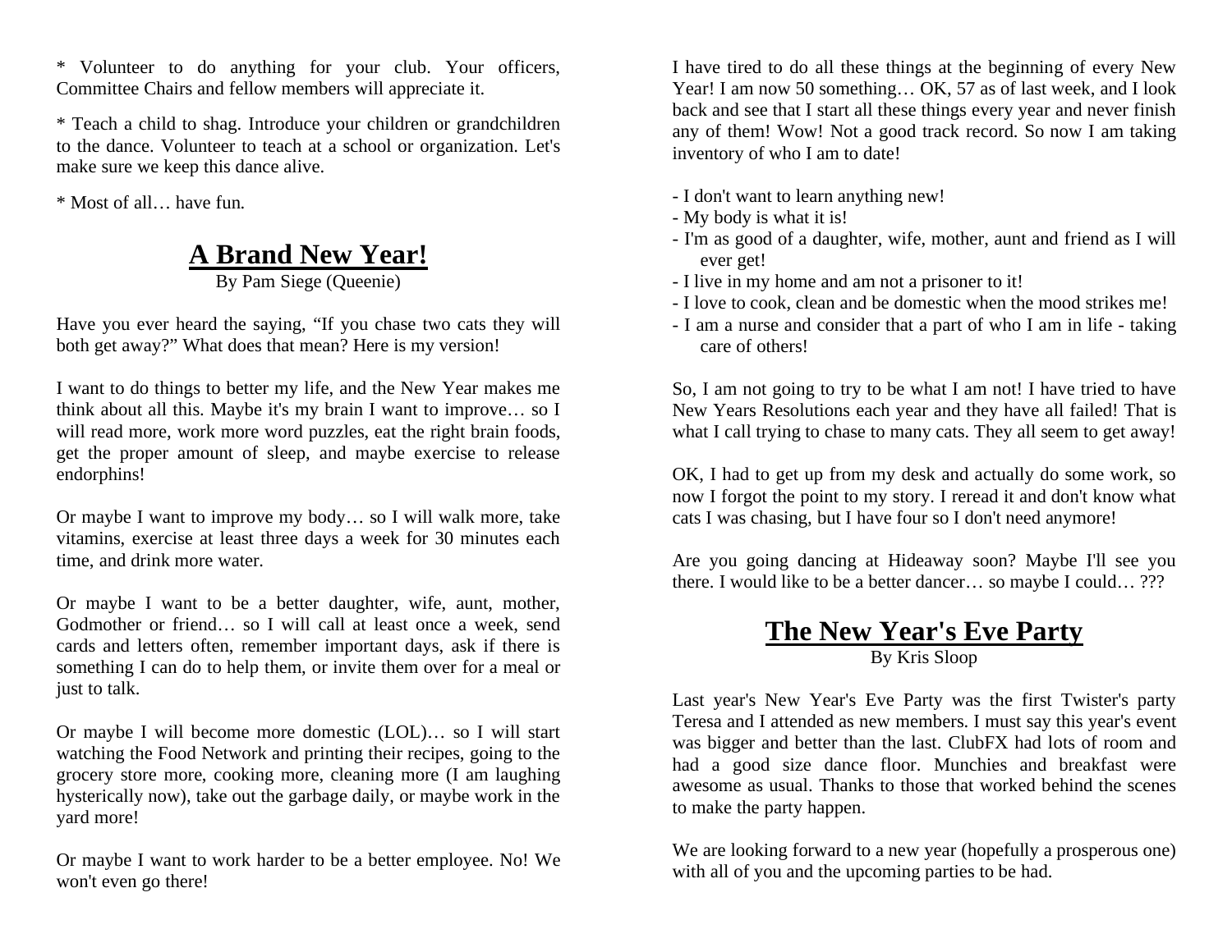* Volunteer to do anything for your club. Your officers, Committee Chairs and fellow members will appreciate it.

* Teach a child to shag. Introduce your children or grandchildren to the dance. Volunteer to teach at a school or organization. Let's make sure we keep this dance alive.

* Most of all… have fun.

## A Brand New Year!

By Pam Siege (Queenie)

Have you ever heard the saying, "If you chase two cats they will both get away?" What does that mean? Here is my version!

I want to do things to better my life, and the New Year makes me think about all this. Maybe it's my brain I want to improve… so I will read more, work more word puzzles, eat the right brain foods, get the proper amount of sleep, and maybe exercise to release endorphins!

Or maybe I want to improve my body… so I will walk more, take vitamins, exercise at least three days a week for 30 minutes each time, and drink more water.

Or maybe I want to be a better daughter, wife, aunt, mother, Godmother or friend… so I will call at least once a week, send cards and letters often, remember important days, ask if there is something I can do to help them, or invite them over for a meal or just to talk.

Or maybe I will become more domestic (LOL)… so I will start watching the Food Network and printing their recipes, going to the grocery store more, cooking more, cleaning more (I am laughing hysterically now), take out the garbage daily, or maybe work in the yard more!

Or maybe I want to work harder to be a better employee. No! We won't even go there!

I have tired to do all these things at the beginning of every New Year! I am now 50 something… OK, 57 as of last week, and I look back and see that I start all these things every year and never finish any of them! Wow! Not a good track record. So now I am taking inventory of who I am to date!

- I don't want to learn anything new!
- My body is what it is!
- I'm as good of a daughter, wife, mother, aunt and friend as I will ever get!
- I live in my home and am not a prisoner to it!
- I love to cook, clean and be domestic when the mood strikes me!
- I am a nurse and consider that a part of who I am in life - taking care of others!

So, I am not going to try to be what I am not! I have tried to have New Years Resolutions each year and they have all failed! That is what I call trying to chase to many cats. They all seem to get away!

OK, I had to get up from my desk and actually do some work, so now I forgot the point to my story. I reread it and don't know what cats I was chasing, but I have four so I don't need anymore!

Are you going dancing at Hideaway soon? Maybe I'll see you there. I would like to be a better dancer… so maybe I could… ???

## The New Year's Eve Party

By Kris Sloop

Last year's New Year's Eve Party was the first Twister's party Teresa and I attended as new members. I must say this year's event was bigger and better than the last. ClubFX had lots of room and had a good size dance floor. Munchies and breakfast were awesome as usual. Thanks to those that worked behind the scenes to make the party happen.

We are looking forward to a new year (hopefully a prosperous one) with all of you and the upcoming parties to be had.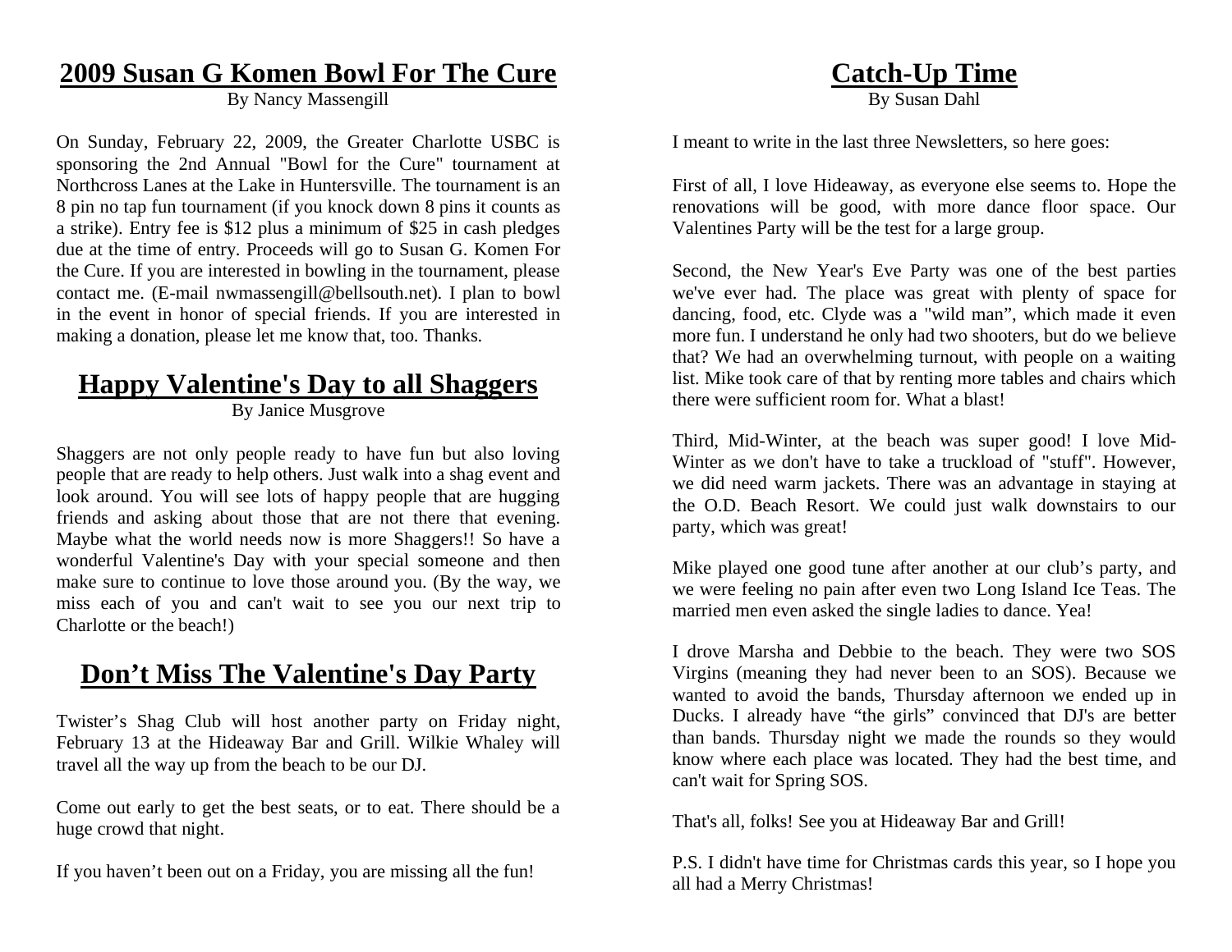## 2009 Susan G Komen Bowl For The Cure

By Nancy Massengill

On Sunday, February 22, 2009, the Greater Charlotte USBC is sponsoring the 2nd Annual "Bowl for the Cure" tournament at Northcross Lanes at the Lake in Huntersville. The tournament is an 8 pin no tap fun tournament (if you knock down 8 pins it counts as a strike). Entry fee is $12 plus a minimum of $25 in cash pledges due at the time of entry. Proceeds will go to Susan G. Komen For the Cure. If you are interested in bowling in the tournament, please contact me. (E-mail nwmassengill@bellsouth.net). I plan to bowl in the event in honor of special friends. If you are interested in making a donation, please let me know that, too. Thanks.

## Happy Valentine's Day to all Shaggers

By Janice Musgrove

Shaggers are not only people ready to have fun but also loving people that are ready to help others. Just walk into a shag event and look around. You will see lots of happy people that are hugging friends and asking about those that are not there that evening. Maybe what the world needs now is more Shaggers!! So have a wonderful Valentine's Day with your special someone and then make sure to continue to love those around you. (By the way, we miss each of you and can't wait to see you our next trip to Charlotte or the beach!)

## Don't Miss The Valentine's Day Party

Twister's Shag Club will host another party on Friday night, February 13 at the Hideaway Bar and Grill. Wilkie Whaley will travel all the way up from the beach to be our DJ.

Come out early to get the best seats, or to eat. There should be a huge crowd that night.

If you haven't been out on a Friday, you are missing all the fun!

## Catch-Up Time

By Susan Dahl

I meant to write in the last three Newsletters, so here goes:

First of all, I love Hideaway, as everyone else seems to. Hope the renovations will be good, with more dance floor space. Our Valentines Party will be the test for a large group.

Second, the New Year's Eve Party was one of the best parties we've ever had. The place was great with plenty of space for dancing, food, etc. Clyde was a "wild man", which made it even more fun. I understand he only had two shooters, but do we believe that? We had an overwhelming turnout, with people on a waiting list. Mike took care of that by renting more tables and chairs which there were sufficient room for. What a blast!

Third, Mid-Winter, at the beach was super good! I love Mid-Winter as we don't have to take a truckload of "stuff". However, we did need warm jackets. There was an advantage in staying at the O.D. Beach Resort. We could just walk downstairs to our party, which was great!

Mike played one good tune after another at our club's party, and we were feeling no pain after even two Long Island Ice Teas. The married men even asked the single ladies to dance. Yea!

I drove Marsha and Debbie to the beach. They were two SOS Virgins (meaning they had never been to an SOS). Because we wanted to avoid the bands, Thursday afternoon we ended up in Ducks. I already have "the girls" convinced that DJ's are better than bands. Thursday night we made the rounds so they would know where each place was located. They had the best time, and can't wait for Spring SOS.

That's all, folks! See you at Hideaway Bar and Grill!

P.S. I didn't have time for Christmas cards this year, so I hope you all had a Merry Christmas!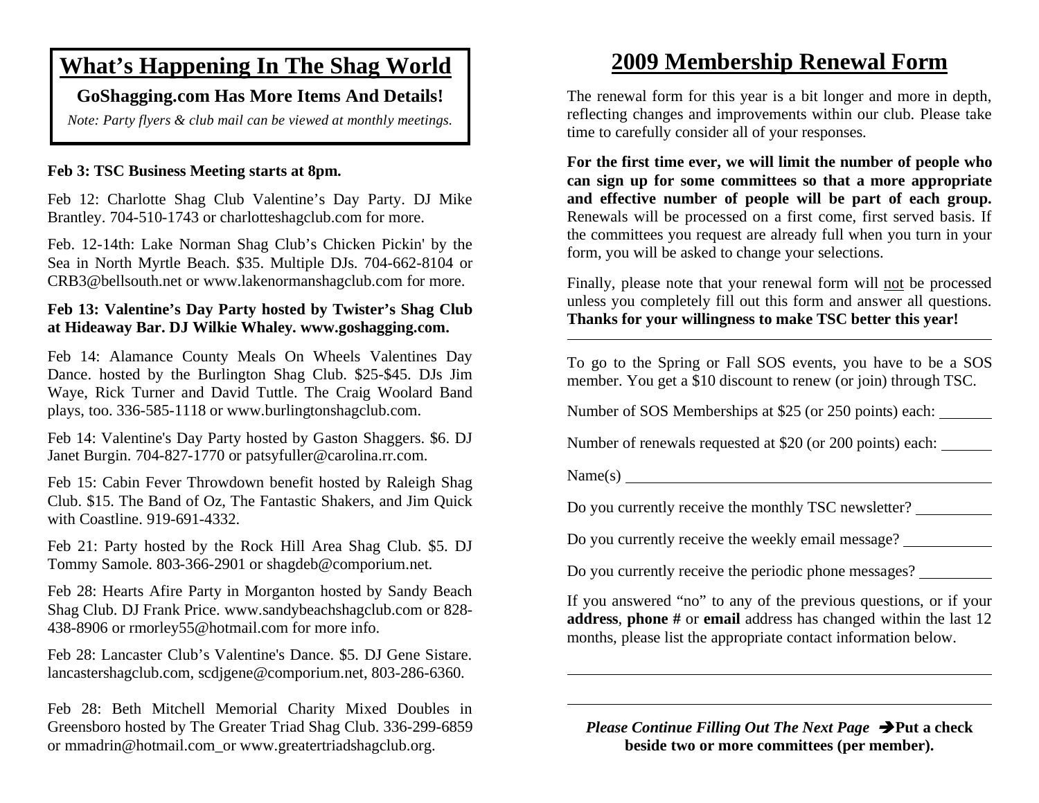# What's Happening In The Shag World

**GoShagging.com Has More Items And Details!**

*Note: Party flyers & club mail can be viewed at monthly meetings.*

**Feb 3: TSC Business Meeting starts at 8pm.**

Feb 12: Charlotte Shag Club Valentine's Day Party. DJ Mike Brantley. 704-510-1743 or charlotteshagclub.com for more.

Feb. 12-14th: Lake Norman Shag Club's Chicken Pickin' by the Sea in North Myrtle Beach. $35. Multiple DJs. 704-662-8104 or CRB3@bellsouth.net or www.lakenormanshagclub.com for more.

**Feb 13: Valentine's Day Party hosted by Twister's Shag Club at Hideaway Bar. DJ Wilkie Whaley. www.goshagging.com.**

Feb 14: Alamance County Meals On Wheels Valentines Day Dance. hosted by the Burlington Shag Club. $25-$45. DJs Jim Waye, Rick Turner and David Tuttle. The Craig Woolard Band plays, too. 336-585-1118 or www.burlingtonshagclub.com.

Feb 14: Valentine's Day Party hosted by Gaston Shaggers. $6. DJ Janet Burgin. 704-827-1770 or patsyfuller@carolina.rr.com.

Feb 15: Cabin Fever Throwdown benefit hosted by Raleigh Shag Club. $15. The Band of Oz, The Fantastic Shakers, and Jim Quick with Coastline. 919-691-4332.

Feb 21: Party hosted by the Rock Hill Area Shag Club. $5. DJ Tommy Samole. 803-366-2901 or shagdeb@comporium.net.

Feb 28: Hearts Afire Party in Morganton hosted by Sandy Beach Shag Club. DJ Frank Price. www.sandybeachshagclub.com or 828-438-8906 or rmorley55@hotmail.com for more info.

Feb 28: Lancaster Club's Valentine's Dance. $5. DJ Gene Sistare. lancastershagclub.com, scdjgene@comporium.net, 803-286-6360.

Feb 28: Beth Mitchell Memorial Charity Mixed Doubles in Greensboro hosted by The Greater Triad Shag Club. 336-299-6859 or mmadrin@hotmail.com_or www.greatertriadshagclub.org.

# 2009 Membership Renewal Form

The renewal form for this year is a bit longer and more in depth, reflecting changes and improvements within our club. Please take time to carefully consider all of your responses.

**For the first time ever, we will limit the number of people who can sign up for some committees so that a more appropriate and effective number of people will be part of each group.** Renewals will be processed on a first come, first served basis. If the committees you request are already full when you turn in your form, you will be asked to change your selections.

Finally, please note that your renewal form will not be processed unless you completely fill out this form and answer all questions. **Thanks for your willingness to make TSC better this year!**

---

To go to the Spring or Fall SOS events, you have to be a SOS member. You get a $10 discount to renew (or join) through TSC.

Number of SOS Memberships at $25 (or 250 points) each: _______

Number of renewals requested at $20 (or 200 points) each: _______

Name(s) ________________________________________________

Do you currently receive the monthly TSC newsletter? __________

Do you currently receive the weekly email message? ___________

Do you currently receive the periodic phone messages? __________

If you answered "no" to any of the previous questions, or if your **address**, **phone #** or **email** address has changed within the last 12 months, please list the appropriate contact information below.

________________________________________________________

________________________________________________________

***Please Continue Filling Out The Next Page*** ➔**Put a check beside two or more committees (per member).**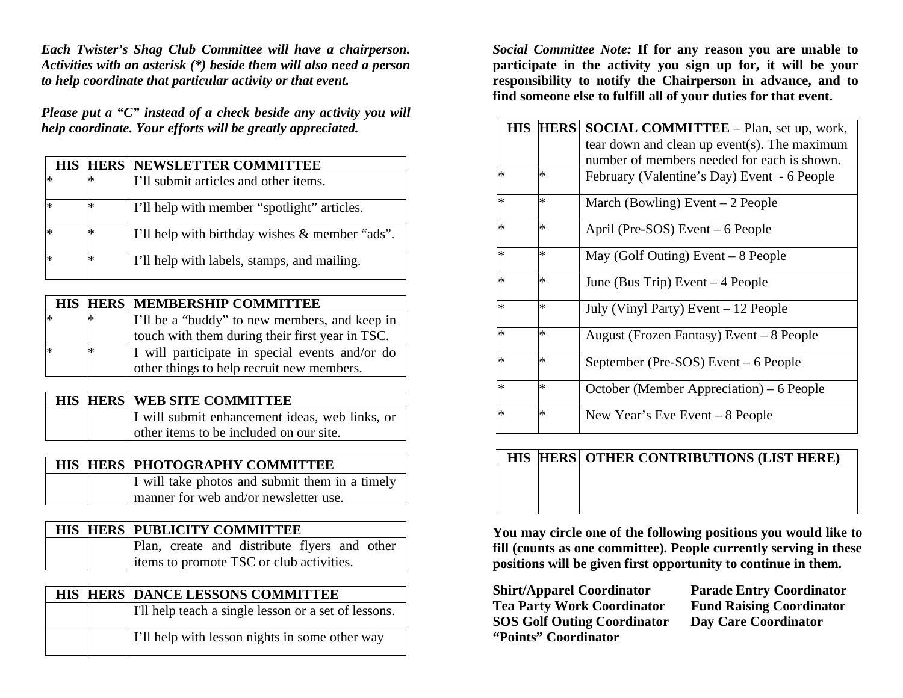***Each Twister's Shag Club Committee will have a chairperson. Activities with an asterisk (*) beside them will also need a person to help coordinate that particular activity or that event.***

***Please put a "C" instead of a check beside any activity you will help coordinate. Your efforts will be greatly appreciated.***

| HIS | HERS | NEWSLETTER COMMITTEE |
|---|---|---|
| * | * | I'll submit articles and other items. |
| * | * | I'll help with member "spotlight" articles. |
| * | * | I'll help with birthday wishes & member "ads". |
| * | * | I'll help with labels, stamps, and mailing. |

| HIS | HERS | MEMBERSHIP COMMITTEE |
|---|---|---|
| * | * | I'll be a "buddy" to new members, and keep in touch with them during their first year in TSC. |
| * | * | I will participate in special events and/or do other things to help recruit new members. |

| HIS | HERS | WEB SITE COMMITTEE |
|---|---|---|
| | | I will submit enhancement ideas, web links, or other items to be included on our site. |

| HIS | HERS | PHOTOGRAPHY COMMITTEE |
|---|---|---|
| | | I will take photos and submit them in a timely manner for web and/or newsletter use. |

| HIS | HERS | PUBLICITY COMMITTEE |
|---|---|---|
| | | Plan, create and distribute flyers and other items to promote TSC or club activities. |

| HIS | HERS | DANCE LESSONS COMMITTEE |
|---|---|---|
| | | I'll help teach a single lesson or a set of lessons. |
| | | I'll help with lesson nights in some other way |

*Social Committee Note:* **If for any reason you are unable to participate in the activity you sign up for, it will be your responsibility to notify the Chairperson in advance, and to find someone else to fulfill all of your duties for that event.**

| HIS | HERS | **SOCIAL COMMITTEE** – Plan, set up, work, tear down and clean up event(s). The maximum number of members needed for each is shown. |
|---|---|---|
| * | * | February (Valentine's Day) Event - 6 People |
| * | * | March (Bowling) Event – 2 People |
| * | * | April (Pre-SOS) Event – 6 People |
| * | * | May (Golf Outing) Event – 8 People |
| * | * | June (Bus Trip) Event – 4 People |
| * | * | July (Vinyl Party) Event – 12 People |
| * | * | August (Frozen Fantasy) Event – 8 People |
| * | * | September (Pre-SOS) Event – 6 People |
| * | * | October (Member Appreciation) – 6 People |
| * | * | New Year's Eve Event – 8 People |

| HIS | HERS | OTHER CONTRIBUTIONS (LIST HERE) |
|---|---|---|
| | | |

**You may circle one of the following positions you would like to fill (counts as one committee). People currently serving in these positions will be given first opportunity to continue in them.**

**Shirt/Apparel Coordinator**
**Tea Party Work Coordinator**
**SOS Golf Outing Coordinator**
**"Points" Coordinator**
**Parade Entry Coordinator**
**Fund Raising Coordinator**
**Day Care Coordinator**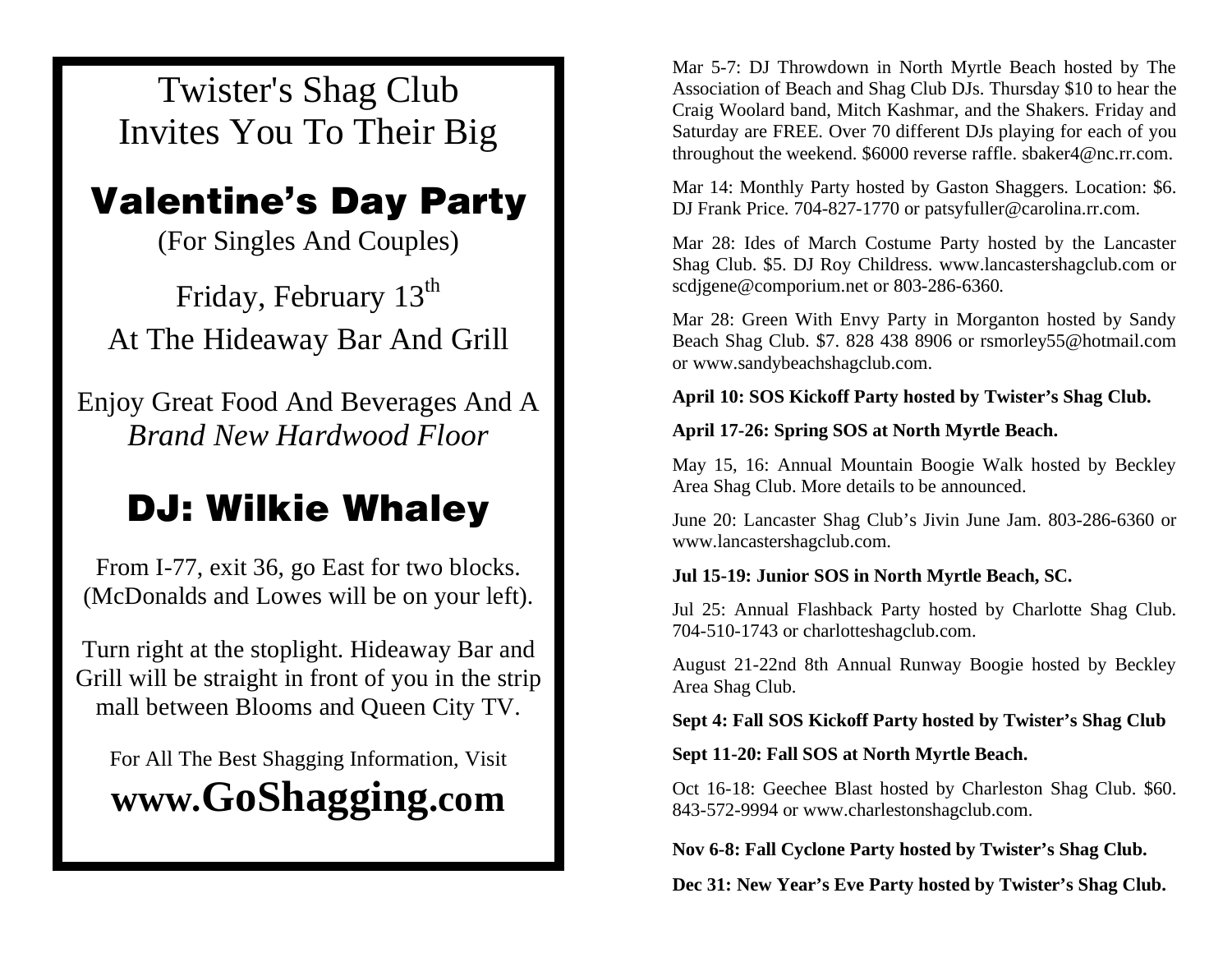Twister's Shag Club
Invites You To Their Big

## Valentine's Day Party

(For Singles And Couples)

Friday, February 13th

At The Hideaway Bar And Grill

Enjoy Great Food And Beverages And A *Brand New Hardwood Floor*

## DJ: Wilkie Whaley

From I-77, exit 36, go East for two blocks. (McDonalds and Lowes will be on your left).

Turn right at the stoplight. Hideaway Bar and Grill will be straight in front of you in the strip mall between Blooms and Queen City TV.

For All The Best Shagging Information, Visit

**www.GoShagging.com**

Mar 5-7: DJ Throwdown in North Myrtle Beach hosted by The Association of Beach and Shag Club DJs. Thursday $10 to hear the Craig Woolard band, Mitch Kashmar, and the Shakers. Friday and Saturday are FREE. Over 70 different DJs playing for each of you throughout the weekend. $6000 reverse raffle. sbaker4@nc.rr.com.

Mar 14: Monthly Party hosted by Gaston Shaggers. Location: $6. DJ Frank Price. 704-827-1770 or patsyfuller@carolina.rr.com.

Mar 28: Ides of March Costume Party hosted by the Lancaster Shag Club. $5. DJ Roy Childress. www.lancastershagclub.com or scdjgene@comporium.net or 803-286-6360.

Mar 28: Green With Envy Party in Morganton hosted by Sandy Beach Shag Club. $7. 828 438 8906 or rsmorley55@hotmail.com or www.sandybeachshagclub.com.

**April 10: SOS Kickoff Party hosted by Twister's Shag Club.**

**April 17-26: Spring SOS at North Myrtle Beach.**

May 15, 16: Annual Mountain Boogie Walk hosted by Beckley Area Shag Club. More details to be announced.

June 20: Lancaster Shag Club's Jivin June Jam. 803-286-6360 or www.lancastershagclub.com.

**Jul 15-19: Junior SOS in North Myrtle Beach, SC.**

Jul 25: Annual Flashback Party hosted by Charlotte Shag Club. 704-510-1743 or charlotteshagclub.com.

August 21-22nd 8th Annual Runway Boogie hosted by Beckley Area Shag Club.

**Sept 4: Fall SOS Kickoff Party hosted by Twister's Shag Club**

**Sept 11-20: Fall SOS at North Myrtle Beach.**

Oct 16-18: Geechee Blast hosted by Charleston Shag Club. $60. 843-572-9994 or www.charlestonshagclub.com.

**Nov 6-8: Fall Cyclone Party hosted by Twister's Shag Club.**

**Dec 31: New Year's Eve Party hosted by Twister's Shag Club.**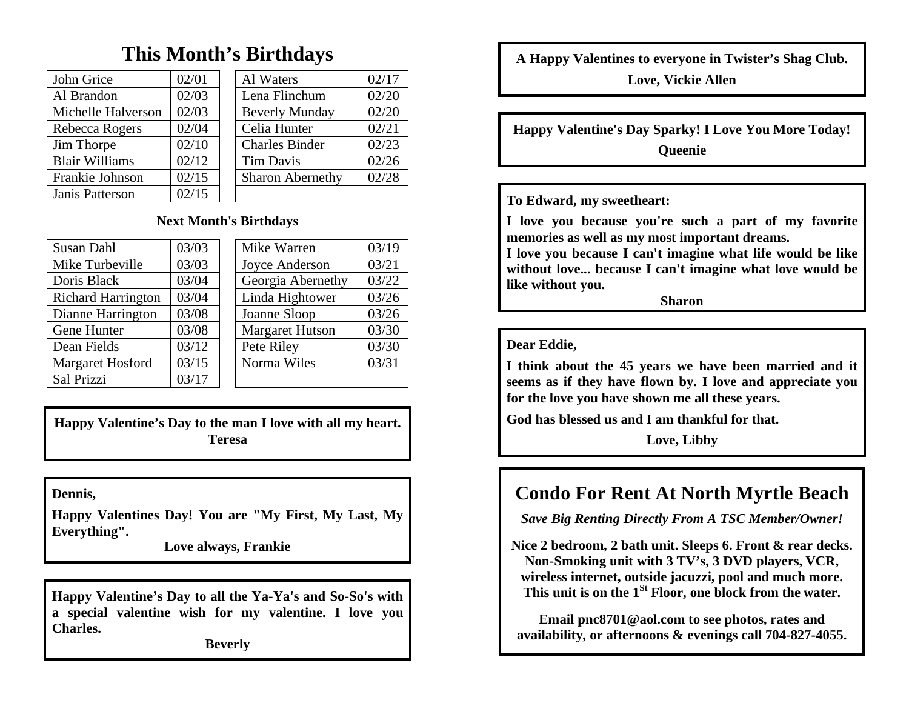# This Month's Birthdays

| Name | Date | Name | Date |
|---|---|---|---|
| John Grice | 02/01 | Al Waters | 02/17 |
| Al Brandon | 02/03 | Lena Flinchum | 02/20 |
| Michelle Halverson | 02/03 | Beverly Munday | 02/20 |
| Rebecca Rogers | 02/04 | Celia Hunter | 02/21 |
| Jim Thorpe | 02/10 | Charles Binder | 02/23 |
| Blair Williams | 02/12 | Tim Davis | 02/26 |
| Frankie Johnson | 02/15 | Sharon Abernethy | 02/28 |
| Janis Patterson | 02/15 | | |

### Next Month's Birthdays

| Name | Date | Name | Date |
|---|---|---|---|
| Susan Dahl | 03/03 | Mike Warren | 03/19 |
| Mike Turbeville | 03/03 | Joyce Anderson | 03/21 |
| Doris Black | 03/04 | Georgia Abernethy | 03/22 |
| Richard Harrington | 03/04 | Linda Hightower | 03/26 |
| Dianne Harrington | 03/08 | Joanne Sloop | 03/26 |
| Gene Hunter | 03/08 | Margaret Hutson | 03/30 |
| Dean Fields | 03/12 | Pete Riley | 03/30 |
| Margaret Hosford | 03/15 | Norma Wiles | 03/31 |
| Sal Prizzi | 03/17 | | |

**Happy Valentine's Day to the man I love with all my heart.**
**Teresa**

**Dennis,**

**Happy Valentines Day! You are "My First, My Last, My Everything".**

**Love always, Frankie**

**Happy Valentine's Day to all the Ya-Ya's and So-So's with a special valentine wish for my valentine. I love you Charles.**

**Beverly**

**A Happy Valentines to everyone in Twister's Shag Club.**
**Love, Vickie Allen**

**Happy Valentine's Day Sparky! I Love You More Today!**
**Queenie**

**To Edward, my sweetheart:**

**I love you because you're such a part of my favorite memories as well as my most important dreams.**
**I love you because I can't imagine what life would be like without love... because I can't imagine what love would be like without you.**

**Sharon**

**Dear Eddie,**

**I think about the 45 years we have been married and it seems as if they have flown by. I love and appreciate you for the love you have shown me all these years.**

**God has blessed us and I am thankful for that.**

**Love, Libby**

## Condo For Rent At North Myrtle Beach

***Save Big Renting Directly From A TSC Member/Owner!***

**Nice 2 bedroom, 2 bath unit. Sleeps 6. Front & rear decks. Non-Smoking unit with 3 TV's, 3 DVD players, VCR, wireless internet, outside jacuzzi, pool and much more. This unit is on the 1St Floor, one block from the water.**

**Email pnc8701@aol.com to see photos, rates and availability, or afternoons & evenings call 704-827-4055.**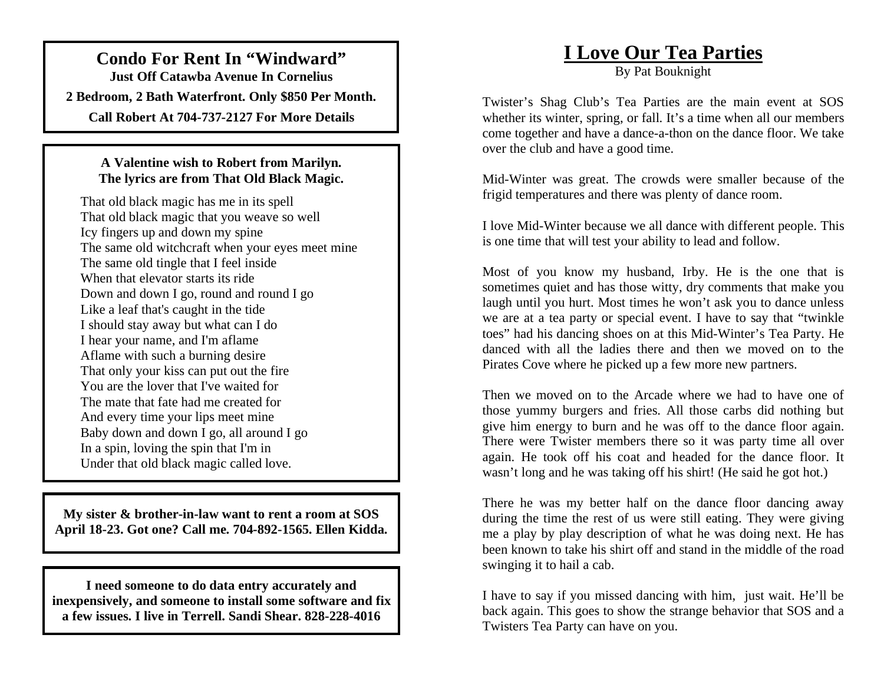**Condo For Rent In "Windward"**

**Just Off Catawba Avenue In Cornelius**

**2 Bedroom, 2 Bath Waterfront. Only $850 Per Month.**

**Call Robert At 704-737-2127 For More Details**

**A Valentine wish to Robert from Marilyn.**
**The lyrics are from That Old Black Magic.**

That old black magic has me in its spell
That old black magic that you weave so well
Icy fingers up and down my spine
The same old witchcraft when your eyes meet mine
The same old tingle that I feel inside
When that elevator starts its ride
Down and down I go, round and round I go
Like a leaf that's caught in the tide
I should stay away but what can I do
I hear your name, and I'm aflame
Aflame with such a burning desire
That only your kiss can put out the fire
You are the lover that I've waited for
The mate that fate had me created for
And every time your lips meet mine
Baby down and down I go, all around I go
In a spin, loving the spin that I'm in
Under that old black magic called love.

**My sister & brother-in-law want to rent a room at SOS April 18-23. Got one? Call me. 704-892-1565. Ellen Kidda.**

**I need someone to do data entry accurately and inexpensively, and someone to install some software and fix a few issues. I live in Terrell. Sandi Shear. 828-228-4016**

# I Love Our Tea Parties

By Pat Bouknight

Twister's Shag Club's Tea Parties are the main event at SOS whether its winter, spring, or fall. It's a time when all our members come together and have a dance-a-thon on the dance floor. We take over the club and have a good time.

Mid-Winter was great. The crowds were smaller because of the frigid temperatures and there was plenty of dance room.

I love Mid-Winter because we all dance with different people. This is one time that will test your ability to lead and follow.

Most of you know my husband, Irby. He is the one that is sometimes quiet and has those witty, dry comments that make you laugh until you hurt. Most times he won't ask you to dance unless we are at a tea party or special event. I have to say that "twinkle toes" had his dancing shoes on at this Mid-Winter's Tea Party. He danced with all the ladies there and then we moved on to the Pirates Cove where he picked up a few more new partners.

Then we moved on to the Arcade where we had to have one of those yummy burgers and fries. All those carbs did nothing but give him energy to burn and he was off to the dance floor again. There were Twister members there so it was party time all over again. He took off his coat and headed for the dance floor. It wasn't long and he was taking off his shirt! (He said he got hot.)

There he was my better half on the dance floor dancing away during the time the rest of us were still eating. They were giving me a play by play description of what he was doing next. He has been known to take his shirt off and stand in the middle of the road swinging it to hail a cab.

I have to say if you missed dancing with him, just wait. He'll be back again. This goes to show the strange behavior that SOS and a Twisters Tea Party can have on you.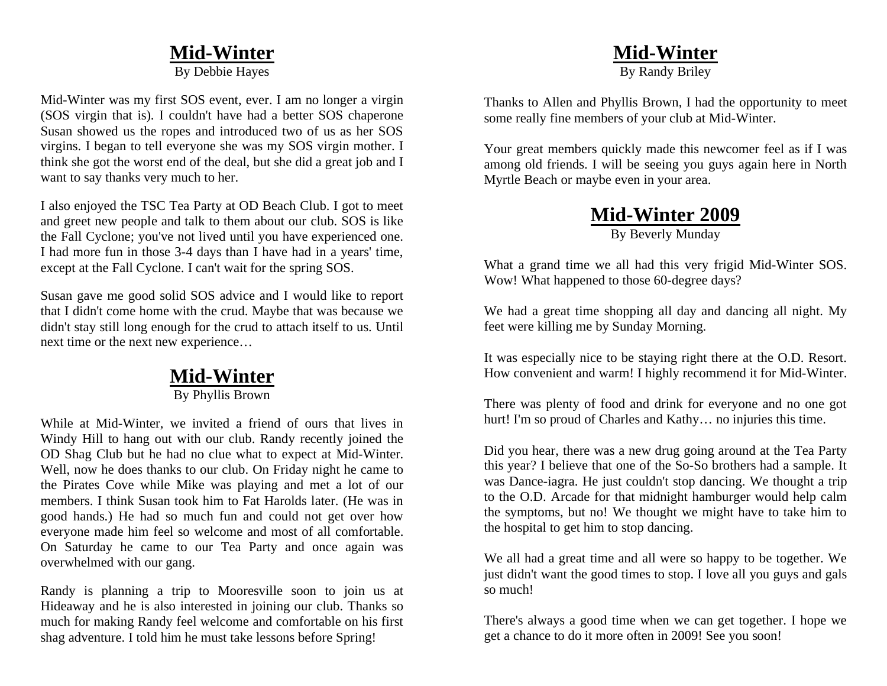# Mid-Winter

By Debbie Hayes

Mid-Winter was my first SOS event, ever. I am no longer a virgin (SOS virgin that is). I couldn't have had a better SOS chaperone Susan showed us the ropes and introduced two of us as her SOS virgins. I began to tell everyone she was my SOS virgin mother. I think she got the worst end of the deal, but she did a great job and I want to say thanks very much to her.

I also enjoyed the TSC Tea Party at OD Beach Club. I got to meet and greet new people and talk to them about our club. SOS is like the Fall Cyclone; you've not lived until you have experienced one. I had more fun in those 3-4 days than I have had in a years' time, except at the Fall Cyclone. I can't wait for the spring SOS.

Susan gave me good solid SOS advice and I would like to report that I didn't come home with the crud. Maybe that was because we didn't stay still long enough for the crud to attach itself to us. Until next time or the next new experience…

# Mid-Winter

By Phyllis Brown

While at Mid-Winter, we invited a friend of ours that lives in Windy Hill to hang out with our club. Randy recently joined the OD Shag Club but he had no clue what to expect at Mid-Winter. Well, now he does thanks to our club. On Friday night he came to the Pirates Cove while Mike was playing and met a lot of our members. I think Susan took him to Fat Harolds later. (He was in good hands.) He had so much fun and could not get over how everyone made him feel so welcome and most of all comfortable. On Saturday he came to our Tea Party and once again was overwhelmed with our gang.

Randy is planning a trip to Mooresville soon to join us at Hideaway and he is also interested in joining our club. Thanks so much for making Randy feel welcome and comfortable on his first shag adventure. I told him he must take lessons before Spring!

# Mid-Winter

By Randy Briley

Thanks to Allen and Phyllis Brown, I had the opportunity to meet some really fine members of your club at Mid-Winter.

Your great members quickly made this newcomer feel as if I was among old friends. I will be seeing you guys again here in North Myrtle Beach or maybe even in your area.

# Mid-Winter 2009

By Beverly Munday

What a grand time we all had this very frigid Mid-Winter SOS. Wow! What happened to those 60-degree days?

We had a great time shopping all day and dancing all night. My feet were killing me by Sunday Morning.

It was especially nice to be staying right there at the O.D. Resort. How convenient and warm! I highly recommend it for Mid-Winter.

There was plenty of food and drink for everyone and no one got hurt! I'm so proud of Charles and Kathy… no injuries this time.

Did you hear, there was a new drug going around at the Tea Party this year? I believe that one of the So-So brothers had a sample. It was Dance-iagra. He just couldn't stop dancing. We thought a trip to the O.D. Arcade for that midnight hamburger would help calm the symptoms, but no! We thought we might have to take him to the hospital to get him to stop dancing.

We all had a great time and all were so happy to be together. We just didn't want the good times to stop. I love all you guys and gals so much!

There's always a good time when we can get together. I hope we get a chance to do it more often in 2009! See you soon!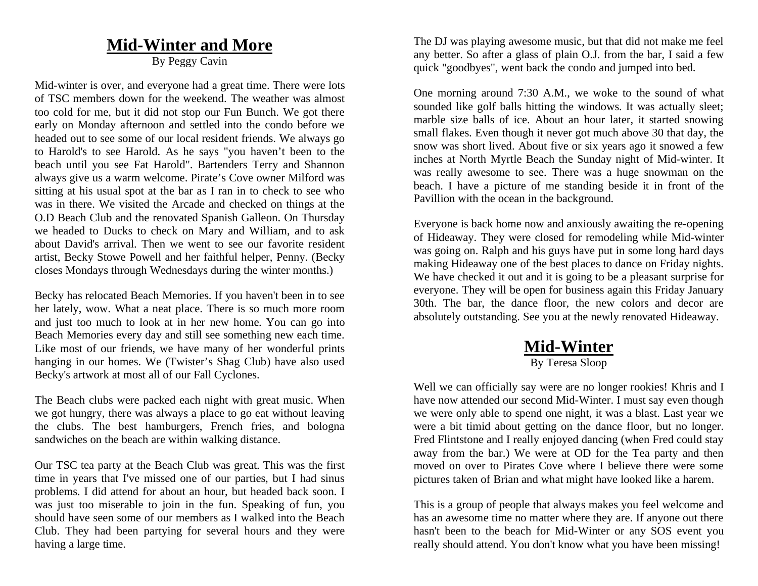# Mid-Winter and More

By Peggy Cavin

Mid-winter is over, and everyone had a great time. There were lots of TSC members down for the weekend. The weather was almost too cold for me, but it did not stop our Fun Bunch. We got there early on Monday afternoon and settled into the condo before we headed out to see some of our local resident friends. We always go to Harold's to see Harold. As he says "you haven't been to the beach until you see Fat Harold". Bartenders Terry and Shannon always give us a warm welcome. Pirate's Cove owner Milford was sitting at his usual spot at the bar as I ran in to check to see who was in there. We visited the Arcade and checked on things at the O.D Beach Club and the renovated Spanish Galleon. On Thursday we headed to Ducks to check on Mary and William, and to ask about David's arrival. Then we went to see our favorite resident artist, Becky Stowe Powell and her faithful helper, Penny. (Becky closes Mondays through Wednesdays during the winter months.)

Becky has relocated Beach Memories. If you haven't been in to see her lately, wow. What a neat place. There is so much more room and just too much to look at in her new home. You can go into Beach Memories every day and still see something new each time. Like most of our friends, we have many of her wonderful prints hanging in our homes. We (Twister's Shag Club) have also used Becky's artwork at most all of our Fall Cyclones.

The Beach clubs were packed each night with great music. When we got hungry, there was always a place to go eat without leaving the clubs. The best hamburgers, French fries, and bologna sandwiches on the beach are within walking distance.

Our TSC tea party at the Beach Club was great. This was the first time in years that I've missed one of our parties, but I had sinus problems. I did attend for about an hour, but headed back soon. I was just too miserable to join in the fun. Speaking of fun, you should have seen some of our members as I walked into the Beach Club. They had been partying for several hours and they were having a large time.

The DJ was playing awesome music, but that did not make me feel any better. So after a glass of plain O.J. from the bar, I said a few quick "goodbyes", went back the condo and jumped into bed.

One morning around 7:30 A.M., we woke to the sound of what sounded like golf balls hitting the windows. It was actually sleet; marble size balls of ice. About an hour later, it started snowing small flakes. Even though it never got much above 30 that day, the snow was short lived. About five or six years ago it snowed a few inches at North Myrtle Beach the Sunday night of Mid-winter. It was really awesome to see. There was a huge snowman on the beach. I have a picture of me standing beside it in front of the Pavillion with the ocean in the background.

Everyone is back home now and anxiously awaiting the re-opening of Hideaway. They were closed for remodeling while Mid-winter was going on. Ralph and his guys have put in some long hard days making Hideaway one of the best places to dance on Friday nights. We have checked it out and it is going to be a pleasant surprise for everyone. They will be open for business again this Friday January 30th. The bar, the dance floor, the new colors and decor are absolutely outstanding. See you at the newly renovated Hideaway.

# Mid-Winter

By Teresa Sloop

Well we can officially say were are no longer rookies! Khris and I have now attended our second Mid-Winter. I must say even though we were only able to spend one night, it was a blast. Last year we were a bit timid about getting on the dance floor, but no longer. Fred Flintstone and I really enjoyed dancing (when Fred could stay away from the bar.) We were at OD for the Tea party and then moved on over to Pirates Cove where I believe there were some pictures taken of Brian and what might have looked like a harem.

This is a group of people that always makes you feel welcome and has an awesome time no matter where they are. If anyone out there hasn't been to the beach for Mid-Winter or any SOS event you really should attend. You don't know what you have been missing!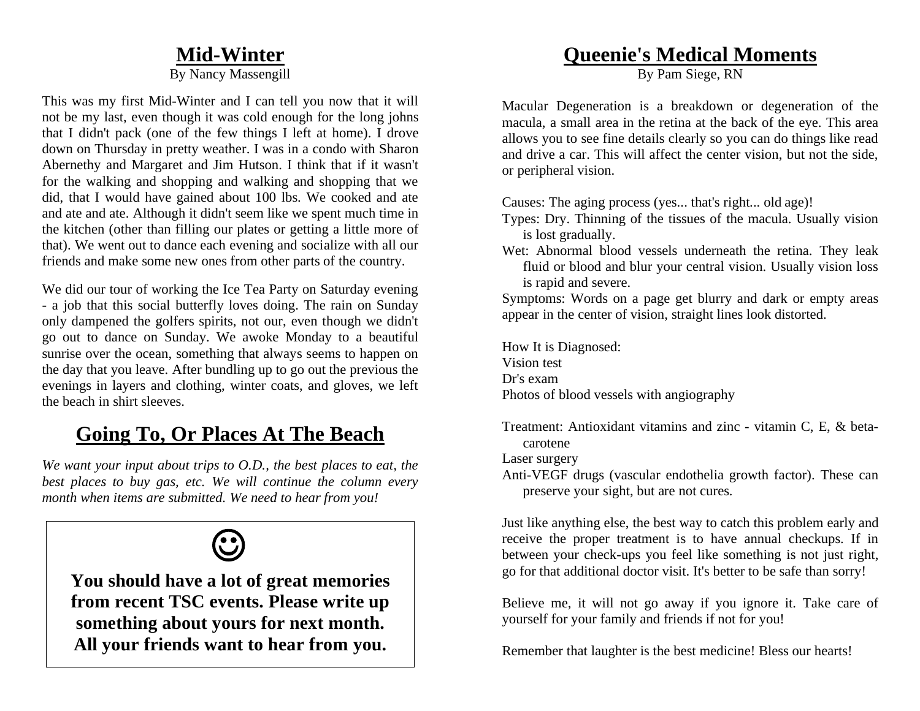## Mid-Winter

By Nancy Massengill

This was my first Mid-Winter and I can tell you now that it will not be my last, even though it was cold enough for the long johns that I didn't pack (one of the few things I left at home). I drove down on Thursday in pretty weather. I was in a condo with Sharon Abernethy and Margaret and Jim Hutson. I think that if it wasn't for the walking and shopping and walking and shopping that we did, that I would have gained about 100 lbs. We cooked and ate and ate and ate. Although it didn't seem like we spent much time in the kitchen (other than filling our plates or getting a little more of that). We went out to dance each evening and socialize with all our friends and make some new ones from other parts of the country.

We did our tour of working the Ice Tea Party on Saturday evening - a job that this social butterfly loves doing. The rain on Sunday only dampened the golfers spirits, not our, even though we didn't go out to dance on Sunday. We awoke Monday to a beautiful sunrise over the ocean, something that always seems to happen on the day that you leave. After bundling up to go out the previous the evenings in layers and clothing, winter coats, and gloves, we left the beach in shirt sleeves.

## Going To, Or Places At The Beach

*We want your input about trips to O.D., the best places to eat, the best places to buy gas, etc. We will continue the column every month when items are submitted. We need to hear from you!*

☺

**You should have a lot of great memories from recent TSC events. Please write up something about yours for next month. All your friends want to hear from you.**

## Queenie's Medical Moments

By Pam Siege, RN

Macular Degeneration is a breakdown or degeneration of the macula, a small area in the retina at the back of the eye. This area allows you to see fine details clearly so you can do things like read and drive a car. This will affect the center vision, but not the side, or peripheral vision.

Causes: The aging process (yes... that's right... old age)!

Types: Dry. Thinning of the tissues of the macula. Usually vision is lost gradually.

Wet: Abnormal blood vessels underneath the retina. They leak fluid or blood and blur your central vision. Usually vision loss is rapid and severe.

Symptoms: Words on a page get blurry and dark or empty areas appear in the center of vision, straight lines look distorted.

How It is Diagnosed:
Vision test
Dr's exam
Photos of blood vessels with angiography

Treatment: Antioxidant vitamins and zinc - vitamin C, E, & beta-carotene
Laser surgery
Anti-VEGF drugs (vascular endothelia growth factor). These can preserve your sight, but are not cures.

Just like anything else, the best way to catch this problem early and receive the proper treatment is to have annual checkups. If in between your check-ups you feel like something is not just right, go for that additional doctor visit. It's better to be safe than sorry!

Believe me, it will not go away if you ignore it. Take care of yourself for your family and friends if not for you!

Remember that laughter is the best medicine! Bless our hearts!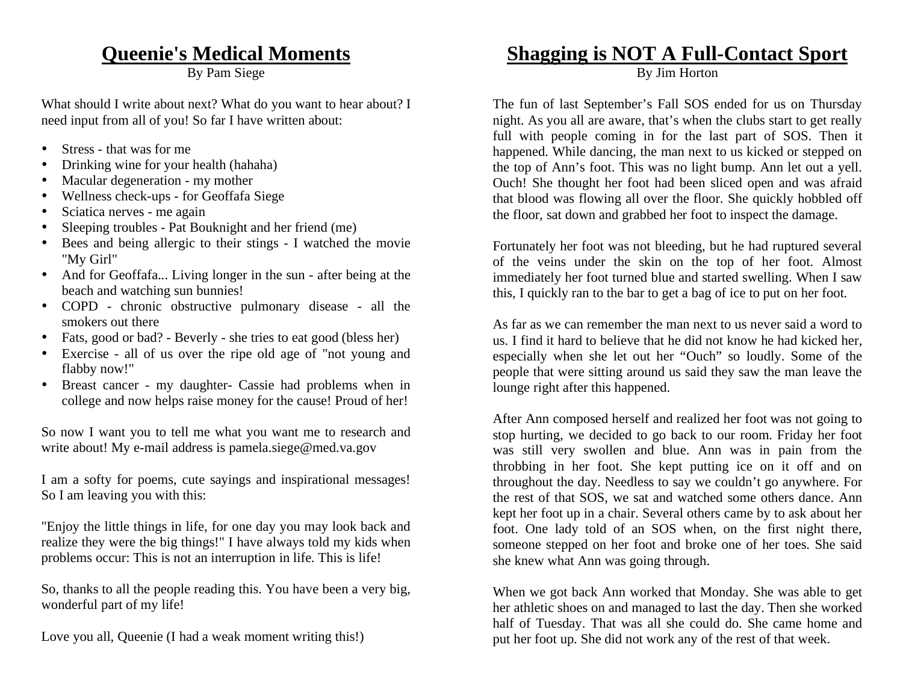# Queenie's Medical Moments

By Pam Siege

What should I write about next? What do you want to hear about? I need input from all of you! So far I have written about:

- Stress - that was for me
- Drinking wine for your health (hahaha)
- Macular degeneration - my mother
- Wellness check-ups - for Geoffafa Siege
- Sciatica nerves - me again
- Sleeping troubles - Pat Bouknight and her friend (me)
- Bees and being allergic to their stings - I watched the movie "My Girl"
- And for Geoffafa... Living longer in the sun - after being at the beach and watching sun bunnies!
- COPD - chronic obstructive pulmonary disease - all the smokers out there
- Fats, good or bad? - Beverly - she tries to eat good (bless her)
- Exercise - all of us over the ripe old age of "not young and flabby now!"
- Breast cancer - my daughter- Cassie had problems when in college and now helps raise money for the cause! Proud of her!

So now I want you to tell me what you want me to research and write about! My e-mail address is pamela.siege@med.va.gov

I am a softy for poems, cute sayings and inspirational messages! So I am leaving you with this:

"Enjoy the little things in life, for one day you may look back and realize they were the big things!" I have always told my kids when problems occur: This is not an interruption in life. This is life!

So, thanks to all the people reading this. You have been a very big, wonderful part of my life!

Love you all, Queenie (I had a weak moment writing this!)

# Shagging is NOT A Full-Contact Sport

By Jim Horton

The fun of last September's Fall SOS ended for us on Thursday night. As you all are aware, that's when the clubs start to get really full with people coming in for the last part of SOS. Then it happened. While dancing, the man next to us kicked or stepped on the top of Ann's foot. This was no light bump. Ann let out a yell. Ouch! She thought her foot had been sliced open and was afraid that blood was flowing all over the floor. She quickly hobbled off the floor, sat down and grabbed her foot to inspect the damage.

Fortunately her foot was not bleeding, but he had ruptured several of the veins under the skin on the top of her foot. Almost immediately her foot turned blue and started swelling. When I saw this, I quickly ran to the bar to get a bag of ice to put on her foot.

As far as we can remember the man next to us never said a word to us. I find it hard to believe that he did not know he had kicked her, especially when she let out her "Ouch" so loudly. Some of the people that were sitting around us said they saw the man leave the lounge right after this happened.

After Ann composed herself and realized her foot was not going to stop hurting, we decided to go back to our room. Friday her foot was still very swollen and blue. Ann was in pain from the throbbing in her foot. She kept putting ice on it off and on throughout the day. Needless to say we couldn't go anywhere. For the rest of that SOS, we sat and watched some others dance. Ann kept her foot up in a chair. Several others came by to ask about her foot. One lady told of an SOS when, on the first night there, someone stepped on her foot and broke one of her toes. She said she knew what Ann was going through.

When we got back Ann worked that Monday. She was able to get her athletic shoes on and managed to last the day. Then she worked half of Tuesday. That was all she could do. She came home and put her foot up. She did not work any of the rest of that week.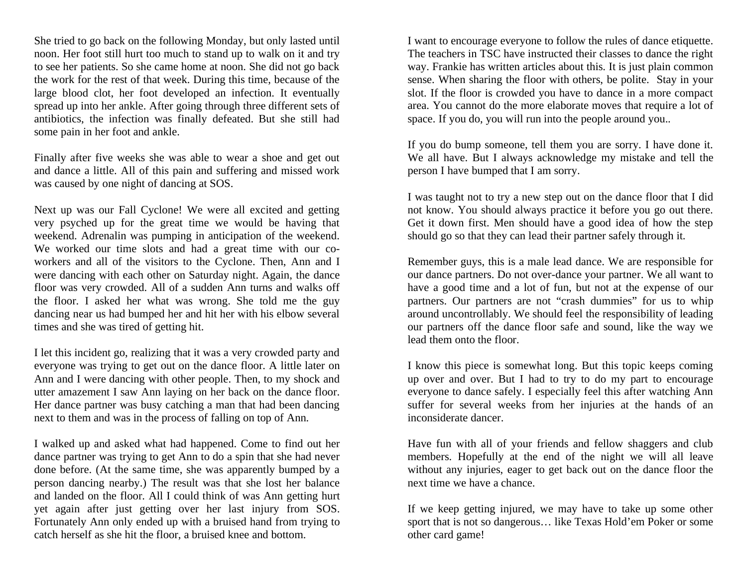She tried to go back on the following Monday, but only lasted until noon. Her foot still hurt too much to stand up to walk on it and try to see her patients. So she came home at noon. She did not go back the work for the rest of that week. During this time, because of the large blood clot, her foot developed an infection. It eventually spread up into her ankle. After going through three different sets of antibiotics, the infection was finally defeated. But she still had some pain in her foot and ankle.

Finally after five weeks she was able to wear a shoe and get out and dance a little. All of this pain and suffering and missed work was caused by one night of dancing at SOS.

Next up was our Fall Cyclone! We were all excited and getting very psyched up for the great time we would be having that weekend. Adrenalin was pumping in anticipation of the weekend. We worked our time slots and had a great time with our co-workers and all of the visitors to the Cyclone. Then, Ann and I were dancing with each other on Saturday night. Again, the dance floor was very crowded. All of a sudden Ann turns and walks off the floor. I asked her what was wrong. She told me the guy dancing near us had bumped her and hit her with his elbow several times and she was tired of getting hit.

I let this incident go, realizing that it was a very crowded party and everyone was trying to get out on the dance floor. A little later on Ann and I were dancing with other people. Then, to my shock and utter amazement I saw Ann laying on her back on the dance floor. Her dance partner was busy catching a man that had been dancing next to them and was in the process of falling on top of Ann.

I walked up and asked what had happened. Come to find out her dance partner was trying to get Ann to do a spin that she had never done before. (At the same time, she was apparently bumped by a person dancing nearby.) The result was that she lost her balance and landed on the floor. All I could think of was Ann getting hurt yet again after just getting over her last injury from SOS. Fortunately Ann only ended up with a bruised hand from trying to catch herself as she hit the floor, a bruised knee and bottom.

I want to encourage everyone to follow the rules of dance etiquette. The teachers in TSC have instructed their classes to dance the right way. Frankie has written articles about this. It is just plain common sense. When sharing the floor with others, be polite. Stay in your slot. If the floor is crowded you have to dance in a more compact area. You cannot do the more elaborate moves that require a lot of space. If you do, you will run into the people around you..

If you do bump someone, tell them you are sorry. I have done it. We all have. But I always acknowledge my mistake and tell the person I have bumped that I am sorry.

I was taught not to try a new step out on the dance floor that I did not know. You should always practice it before you go out there. Get it down first. Men should have a good idea of how the step should go so that they can lead their partner safely through it.

Remember guys, this is a male lead dance. We are responsible for our dance partners. Do not over-dance your partner. We all want to have a good time and a lot of fun, but not at the expense of our partners. Our partners are not "crash dummies" for us to whip around uncontrollably. We should feel the responsibility of leading our partners off the dance floor safe and sound, like the way we lead them onto the floor.

I know this piece is somewhat long. But this topic keeps coming up over and over. But I had to try to do my part to encourage everyone to dance safely. I especially feel this after watching Ann suffer for several weeks from her injuries at the hands of an inconsiderate dancer.

Have fun with all of your friends and fellow shaggers and club members. Hopefully at the end of the night we will all leave without any injuries, eager to get back out on the dance floor the next time we have a chance.

If we keep getting injured, we may have to take up some other sport that is not so dangerous… like Texas Hold'em Poker or some other card game!